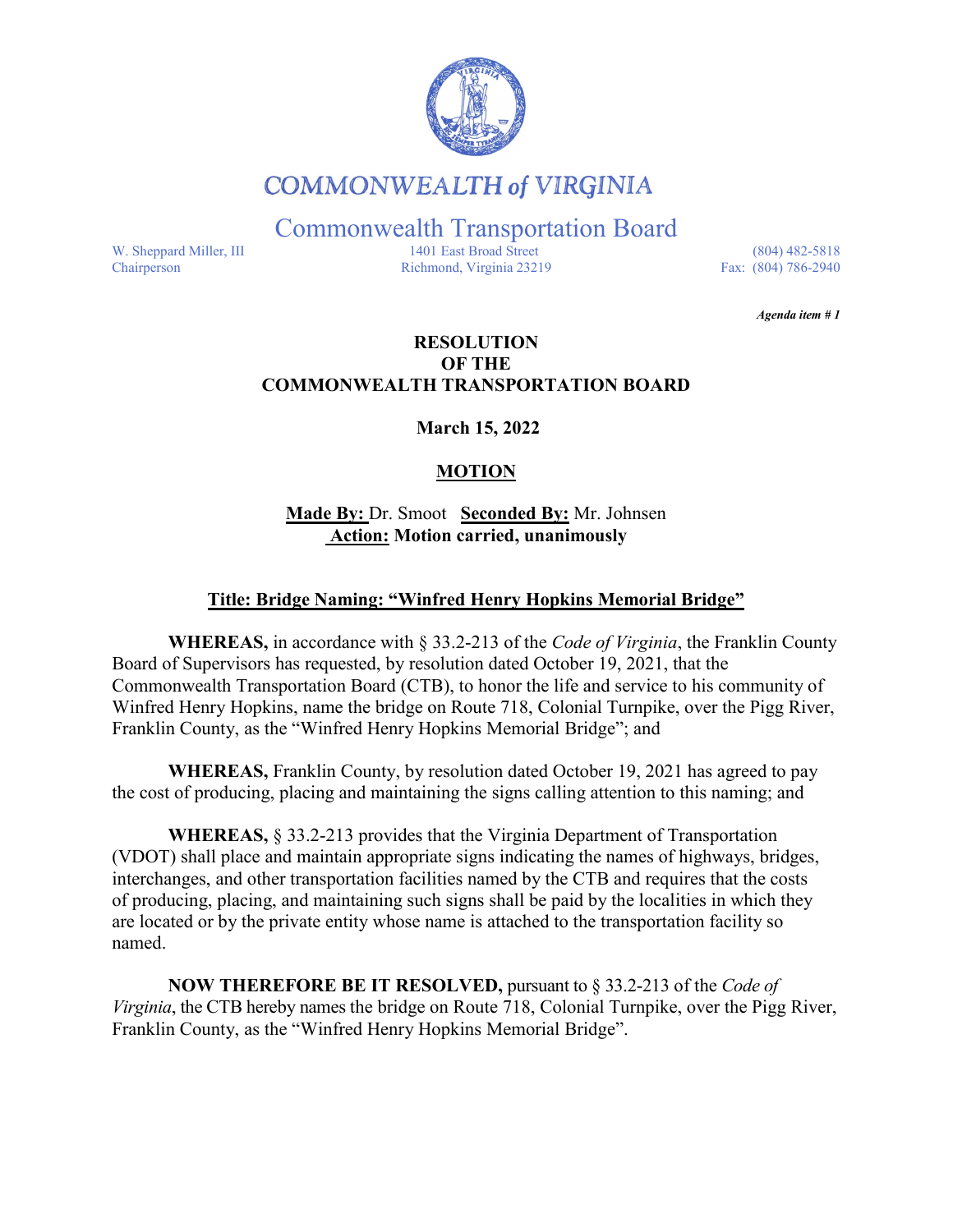# COMMONWEALTH of VIRGINIA

## Commonwealth Transportation Board

W. Sheppard Miller, III
Chairperson

1401 East Broad Street
Richmond, Virginia 23219

(804) 482-5818
Fax: (804) 786-2940

***Agenda item # 1***

**RESOLUTION
OF THE
COMMONWEALTH TRANSPORTATION BOARD**

**March 15, 2022**

**MOTION**

**Made By:** Dr. Smoot **Seconded By:** Mr. Johnsen
**Action: Motion carried, unanimously**

**Title: Bridge Naming: "Winfred Henry Hopkins Memorial Bridge"**

**WHEREAS,** in accordance with § 33.2-213 of the *Code of Virginia*, the Franklin County Board of Supervisors has requested, by resolution dated October 19, 2021, that the Commonwealth Transportation Board (CTB), to honor the life and service to his community of Winfred Henry Hopkins, name the bridge on Route 718, Colonial Turnpike, over the Pigg River, Franklin County, as the "Winfred Henry Hopkins Memorial Bridge"; and

**WHEREAS,** Franklin County, by resolution dated October 19, 2021 has agreed to pay the cost of producing, placing and maintaining the signs calling attention to this naming; and

**WHEREAS,** § 33.2-213 provides that the Virginia Department of Transportation (VDOT) shall place and maintain appropriate signs indicating the names of highways, bridges, interchanges, and other transportation facilities named by the CTB and requires that the costs of producing, placing, and maintaining such signs shall be paid by the localities in which they are located or by the private entity whose name is attached to the transportation facility so named.

**NOW THEREFORE BE IT RESOLVED,** pursuant to § 33.2-213 of the *Code of Virginia*, the CTB hereby names the bridge on Route 718, Colonial Turnpike, over the Pigg River, Franklin County, as the "Winfred Henry Hopkins Memorial Bridge".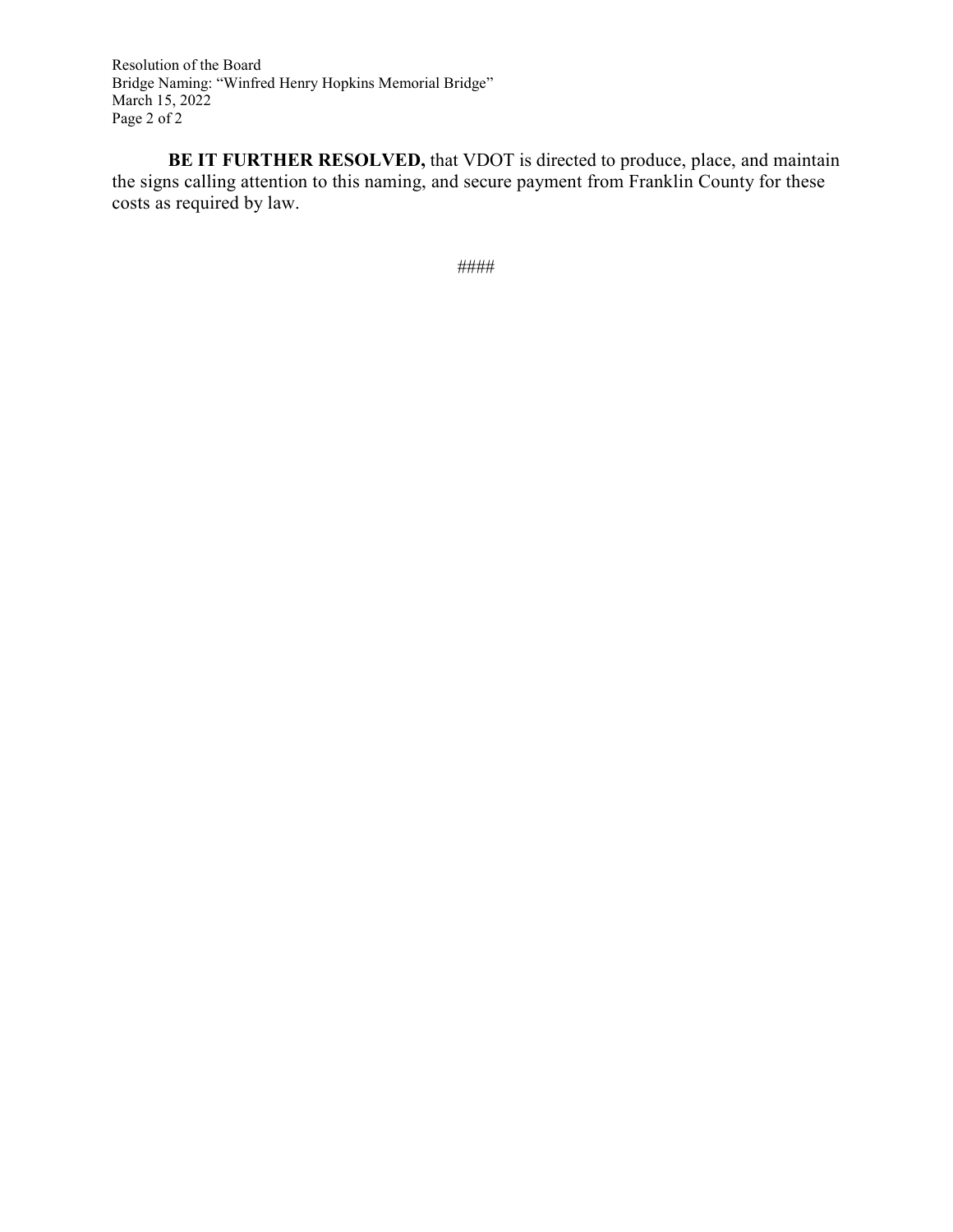**BE IT FURTHER RESOLVED,** that VDOT is directed to produce, place, and maintain the signs calling attention to this naming, and secure payment from Franklin County for these costs as required by law.

####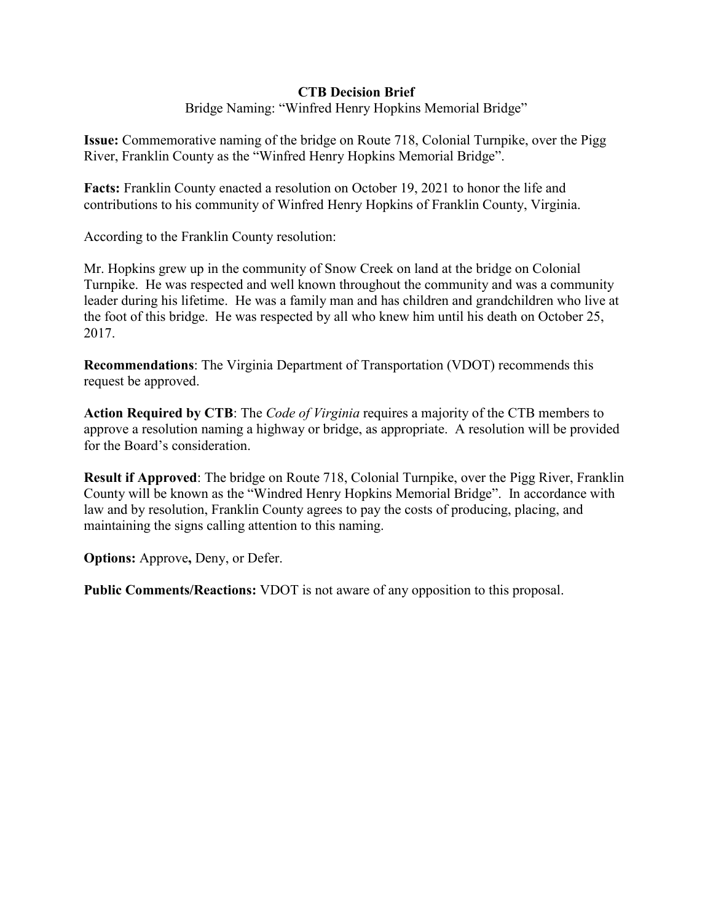**CTB Decision Brief**

Bridge Naming: “Winfred Henry Hopkins Memorial Bridge”

**Issue:** Commemorative naming of the bridge on Route 718, Colonial Turnpike, over the Pigg River, Franklin County as the “Winfred Henry Hopkins Memorial Bridge”.

**Facts:** Franklin County enacted a resolution on October 19, 2021 to honor the life and contributions to his community of Winfred Henry Hopkins of Franklin County, Virginia.

According to the Franklin County resolution:

Mr. Hopkins grew up in the community of Snow Creek on land at the bridge on Colonial Turnpike. He was respected and well known throughout the community and was a community leader during his lifetime. He was a family man and has children and grandchildren who live at the foot of this bridge. He was respected by all who knew him until his death on October 25, 2017.

**Recommendations**: The Virginia Department of Transportation (VDOT) recommends this request be approved.

**Action Required by CTB**: The *Code of Virginia* requires a majority of the CTB members to approve a resolution naming a highway or bridge, as appropriate. A resolution will be provided for the Board’s consideration.

**Result if Approved**: The bridge on Route 718, Colonial Turnpike, over the Pigg River, Franklin County will be known as the “Windred Henry Hopkins Memorial Bridge”. In accordance with law and by resolution, Franklin County agrees to pay the costs of producing, placing, and maintaining the signs calling attention to this naming.

**Options:** Approve**,** Deny, or Defer.

**Public Comments/Reactions:** VDOT is not aware of any opposition to this proposal.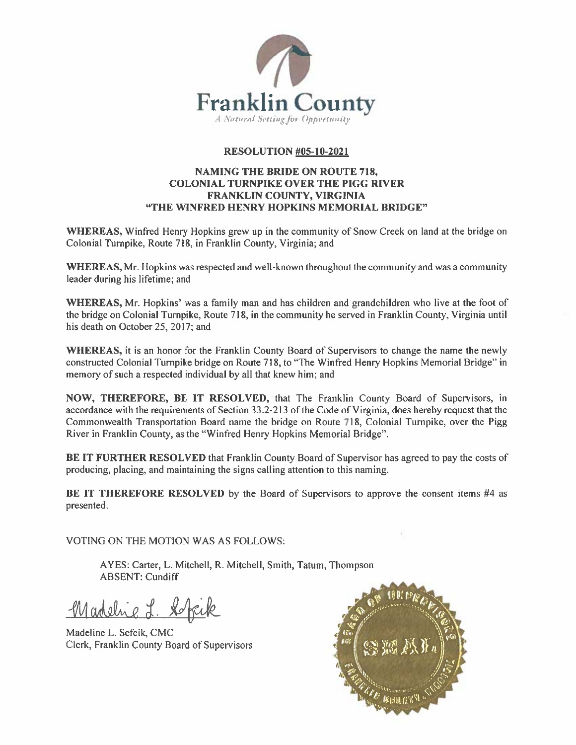Franklin County

*A Natural Setting for Opportunity*

**RESOLUTION #05-10-2021**

**NAMING THE BRIDE ON ROUTE 718, COLONIAL TURNPIKE OVER THE PIGG RIVER FRANKLIN COUNTY, VIRGINIA "THE WINFRED HENRY HOPKINS MEMORIAL BRIDGE"**

**WHEREAS,** Winfred Henry Hopkins grew up in the community of Snow Creek on land at the bridge on Colonial Turnpike, Route 718, in Franklin County, Virginia; and

**WHEREAS,** Mr. Hopkins was respected and well-known throughout the community and was a community leader during his lifetime; and

**WHEREAS,** Mr. Hopkins' was a family man and has children and grandchildren who live at the foot of the bridge on Colonial Turnpike, Route 718, in the community he served in Franklin County, Virginia until his death on October 25, 2017; and

**WHEREAS,** it is an honor for the Franklin County Board of Supervisors to change the name the newly constructed Colonial Turnpike bridge on Route 718, to "The Winfred Henry Hopkins Memorial Bridge" in memory of such a respected individual by all that knew him; and

**NOW, THEREFORE, BE IT RESOLVED,** that The Franklin County Board of Supervisors, in accordance with the requirements of Section 33.2-213 of the Code of Virginia, does hereby request that the Commonwealth Transportation Board name the bridge on Route 718, Colonial Turnpike, over the Pigg River in Franklin County, as the "Winfred Henry Hopkins Memorial Bridge".

**BE IT FURTHER RESOLVED** that Franklin County Board of Supervisor has agreed to pay the costs of producing, placing, and maintaining the signs calling attention to this naming.

**BE IT THEREFORE RESOLVED** by the Board of Supervisors to approve the consent items #4 as presented.

VOTING ON THE MOTION WAS AS FOLLOWS:

AYES: Carter, L. Mitchell, R. Mitchell, Smith, Tatum, Thompson
ABSENT: Cundiff

Madeline L. Sefcik, CMC
Clerk, Franklin County Board of Supervisors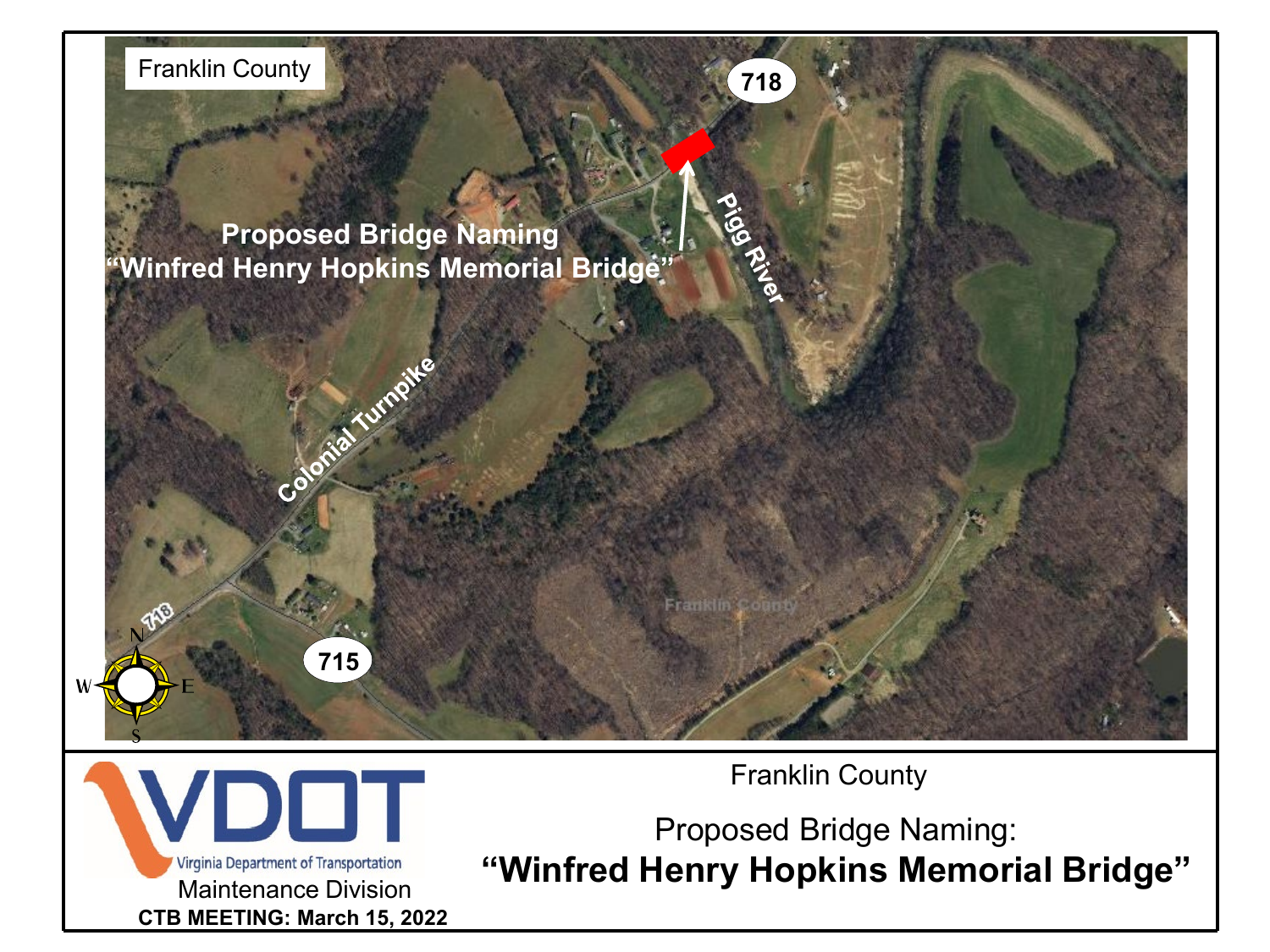Franklin County

Proposed Bridge Naming
"Winfred Henry Hopkins Memorial Bridge"

718

Pigg River

Colonial Turnpike

718

715

Franklin County

N
W E
S

Virginia Department of Transportation
Maintenance Division

**CTB MEETING: March 15, 2022**

Franklin County

Proposed Bridge Naming:

**"Winfred Henry Hopkins Memorial Bridge"**